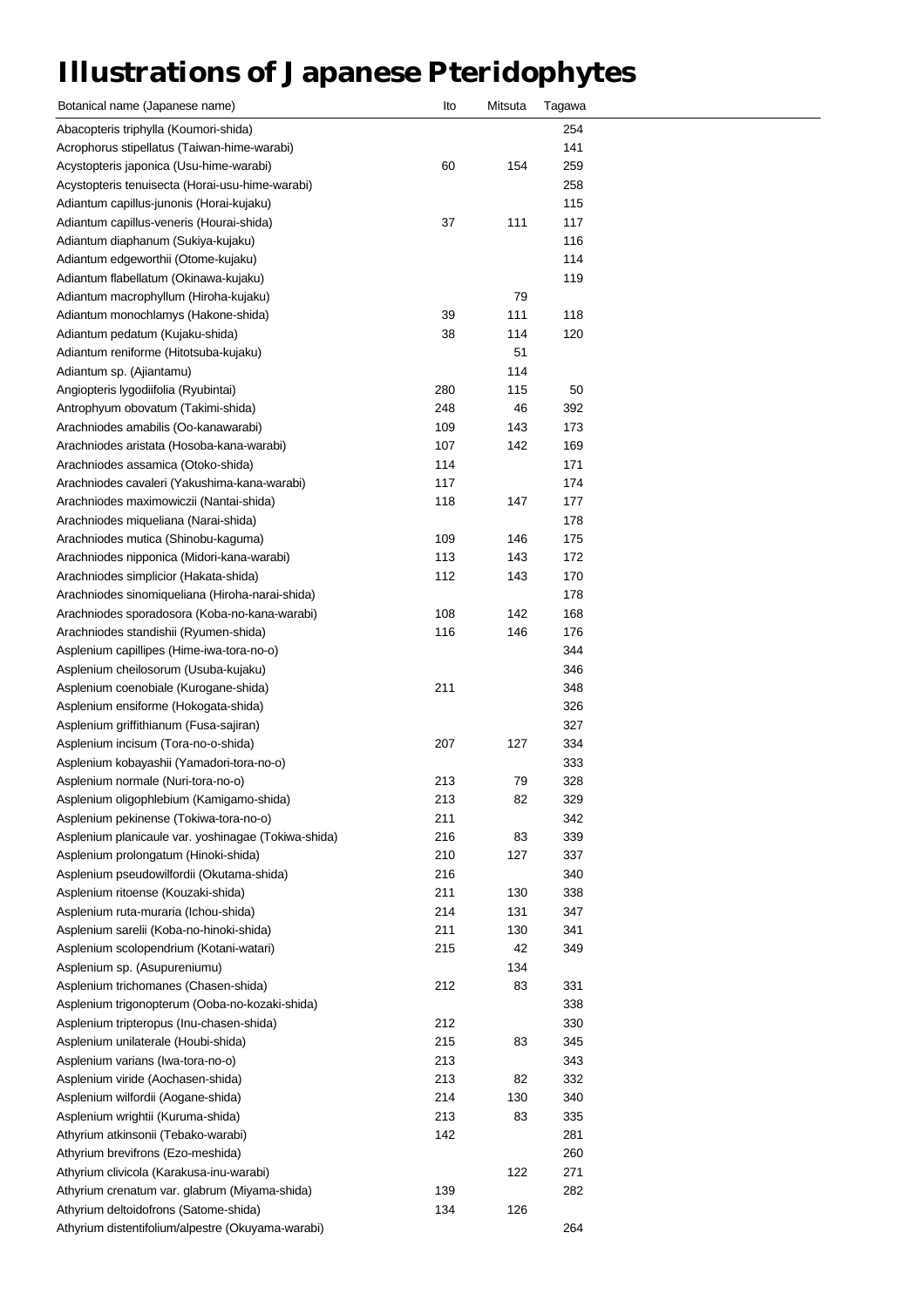# Illustrations of Japanese Pteridophytes

| Botanical name (Japanese name) | Ito | Mitsuta | Tagawa |
|---|---|---|---|
| Abacopteris triphylla (Koumori-shida) | | | 254 |
| Acrophorus stipellatus (Taiwan-hime-warabi) | | | 141 |
| Acystopteris japonica (Usu-hime-warabi) | 60 | 154 | 259 |
| Acystopteris tenuisecta (Horai-usu-hime-warabi) | | | 258 |
| Adiantum capillus-junonis (Horai-kujaku) | | | 115 |
| Adiantum capillus-veneris (Hourai-shida) | 37 | 111 | 117 |
| Adiantum diaphanum (Sukiya-kujaku) | | | 116 |
| Adiantum edgeworthii (Otome-kujaku) | | | 114 |
| Adiantum flabellatum (Okinawa-kujaku) | | | 119 |
| Adiantum macrophyllum (Hiroha-kujaku) | | 79 | |
| Adiantum monochlamys (Hakone-shida) | 39 | 111 | 118 |
| Adiantum pedatum (Kujaku-shida) | 38 | 114 | 120 |
| Adiantum reniforme (Hitotsuba-kujaku) | | 51 | |
| Adiantum sp. (Ajiantamu) | | 114 | |
| Angiopteris lygodiifolia (Ryubintai) | 280 | 115 | 50 |
| Antrophyum obovatum (Takimi-shida) | 248 | 46 | 392 |
| Arachniodes amabilis (Oo-kanawarabi) | 109 | 143 | 173 |
| Arachniodes aristata (Hosoba-kana-warabi) | 107 | 142 | 169 |
| Arachniodes assamica (Otoko-shida) | 114 | | 171 |
| Arachniodes cavaleri (Yakushima-kana-warabi) | 117 | | 174 |
| Arachniodes maximowiczii (Nantai-shida) | 118 | 147 | 177 |
| Arachniodes miqueliana (Narai-shida) | | | 178 |
| Arachniodes mutica (Shinobu-kaguma) | 109 | 146 | 175 |
| Arachniodes nipponica (Midori-kana-warabi) | 113 | 143 | 172 |
| Arachniodes simplicior (Hakata-shida) | 112 | 143 | 170 |
| Arachniodes sinomiqueliana (Hiroha-narai-shida) | | | 178 |
| Arachniodes sporadosora (Koba-no-kana-warabi) | 108 | 142 | 168 |
| Arachniodes standishii (Ryumen-shida) | 116 | 146 | 176 |
| Asplenium capillipes (Hime-iwa-tora-no-o) | | | 344 |
| Asplenium cheilosorum (Usuba-kujaku) | | | 346 |
| Asplenium coenobiale (Kurogane-shida) | 211 | | 348 |
| Asplenium ensiforme (Hokogata-shida) | | | 326 |
| Asplenium griffithianum (Fusa-sajiran) | | | 327 |
| Asplenium incisum (Tora-no-o-shida) | 207 | 127 | 334 |
| Asplenium kobayashii (Yamadori-tora-no-o) | | | 333 |
| Asplenium normale (Nuri-tora-no-o) | 213 | 79 | 328 |
| Asplenium oligophlebium (Kamigamo-shida) | 213 | 82 | 329 |
| Asplenium pekinense (Tokiwa-tora-no-o) | 211 | | 342 |
| Asplenium planicaule var. yoshinagae (Tokiwa-shida) | 216 | 83 | 339 |
| Asplenium prolongatum (Hinoki-shida) | 210 | 127 | 337 |
| Asplenium pseudowilfordii (Okutama-shida) | 216 | | 340 |
| Asplenium ritoense (Kouzaki-shida) | 211 | 130 | 338 |
| Asplenium ruta-muraria (Ichou-shida) | 214 | 131 | 347 |
| Asplenium sarelii (Koba-no-hinoki-shida) | 211 | 130 | 341 |
| Asplenium scolopendrium (Kotani-watari) | 215 | 42 | 349 |
| Asplenium sp. (Asupureniumu) | | 134 | |
| Asplenium trichomanes (Chasen-shida) | 212 | 83 | 331 |
| Asplenium trigonopterum (Ooba-no-kozaki-shida) | | | 338 |
| Asplenium tripteropus (Inu-chasen-shida) | 212 | | 330 |
| Asplenium unilaterale (Houbi-shida) | 215 | 83 | 345 |
| Asplenium varians (Iwa-tora-no-o) | 213 | | 343 |
| Asplenium viride (Aochasen-shida) | 213 | 82 | 332 |
| Asplenium wilfordii (Aogane-shida) | 214 | 130 | 340 |
| Asplenium wrightii (Kuruma-shida) | 213 | 83 | 335 |
| Athyrium atkinsonii (Tebako-warabi) | 142 | | 281 |
| Athyrium brevifrons (Ezo-meshida) | | | 260 |
| Athyrium clivicola (Karakusa-inu-warabi) | | 122 | 271 |
| Athyrium crenatum var. glabrum (Miyama-shida) | 139 | | 282 |
| Athyrium deltoidofrons (Satome-shida) | 134 | 126 | |
| Athyrium distentifolium/alpestre (Okuyama-warabi) | | | 264 |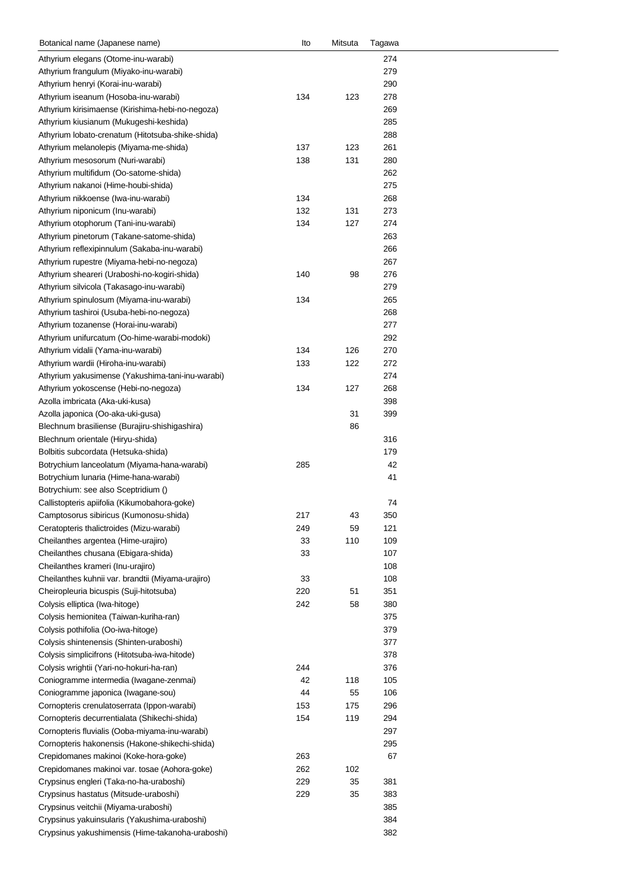| Botanical name (Japanese name) | Ito | Mitsuta | Tagawa |
|---|---|---|---|
| Athyrium elegans (Otome-inu-warabi) | | | 274 |
| Athyrium frangulum (Miyako-inu-warabi) | | | 279 |
| Athyrium henryi (Korai-inu-warabi) | | | 290 |
| Athyrium iseanum (Hosoba-inu-warabi) | 134 | 123 | 278 |
| Athyrium kirisimaense (Kirishima-hebi-no-negoza) | | | 269 |
| Athyrium kiusianum (Mukugeshi-keshida) | | | 285 |
| Athyrium lobato-crenatum (Hitotsuba-shike-shida) | | | 288 |
| Athyrium melanolepis (Miyama-me-shida) | 137 | 123 | 261 |
| Athyrium mesosorum (Nuri-warabi) | 138 | 131 | 280 |
| Athyrium multifidum (Oo-satome-shida) | | | 262 |
| Athyrium nakanoi (Hime-houbi-shida) | | | 275 |
| Athyrium nikkoense (Iwa-inu-warabi) | 134 | | 268 |
| Athyrium niponicum (Inu-warabi) | 132 | 131 | 273 |
| Athyrium otophorum (Tani-inu-warabi) | 134 | 127 | 274 |
| Athyrium pinetorum (Takane-satome-shida) | | | 263 |
| Athyrium reflexipinnulum (Sakaba-inu-warabi) | | | 266 |
| Athyrium rupestre (Miyama-hebi-no-negoza) | | | 267 |
| Athyrium sheareri (Uraboshi-no-kogiri-shida) | 140 | 98 | 276 |
| Athyrium silvicola (Takasago-inu-warabi) | | | 279 |
| Athyrium spinulosum (Miyama-inu-warabi) | 134 | | 265 |
| Athyrium tashiroi (Usuba-hebi-no-negoza) | | | 268 |
| Athyrium tozanense (Horai-inu-warabi) | | | 277 |
| Athyrium unifurcatum (Oo-hime-warabi-modoki) | | | 292 |
| Athyrium vidalii (Yama-inu-warabi) | 134 | 126 | 270 |
| Athyrium wardii (Hiroha-inu-warabi) | 133 | 122 | 272 |
| Athyrium yakusimense (Yakushima-tani-inu-warabi) | | | 274 |
| Athyrium yokoscense (Hebi-no-negoza) | 134 | 127 | 268 |
| Azolla imbricata (Aka-uki-kusa) | | | 398 |
| Azolla japonica (Oo-aka-uki-gusa) | | 31 | 399 |
| Blechnum brasiliense (Burajiru-shishigashira) | | 86 | |
| Blechnum orientale (Hiryu-shida) | | | 316 |
| Bolbitis subcordata (Hetsuka-shida) | | | 179 |
| Botrychium lanceolatum (Miyama-hana-warabi) | 285 | | 42 |
| Botrychium lunaria (Hime-hana-warabi) | | | 41 |
| Botrychium: see also Sceptridium () | | | |
| Callistopteris apiifolia (Kikumobahora-goke) | | | 74 |
| Camptosorus sibiricus (Kumonosu-shida) | 217 | 43 | 350 |
| Ceratopteris thalictroides (Mizu-warabi) | 249 | 59 | 121 |
| Cheilanthes argentea (Hime-urajiro) | 33 | 110 | 109 |
| Cheilanthes chusana (Ebigara-shida) | 33 | | 107 |
| Cheilanthes krameri (Inu-urajiro) | | | 108 |
| Cheilanthes kuhnii var. brandtii (Miyama-urajiro) | 33 | | 108 |
| Cheiropleuria bicuspis (Suji-hitotsuba) | 220 | 51 | 351 |
| Colysis elliptica (Iwa-hitoge) | 242 | 58 | 380 |
| Colysis hemionitea (Taiwan-kuriha-ran) | | | 375 |
| Colysis pothifolia (Oo-iwa-hitoge) | | | 379 |
| Colysis shintenensis (Shinten-uraboshi) | | | 377 |
| Colysis simplicifrons (Hitotsuba-iwa-hitode) | | | 378 |
| Colysis wrightii (Yari-no-hokuri-ha-ran) | 244 | | 376 |
| Coniogramme intermedia (Iwagane-zenmai) | 42 | 118 | 105 |
| Coniogramme japonica (Iwagane-sou) | 44 | 55 | 106 |
| Cornopteris crenulatoserrata (Ippon-warabi) | 153 | 175 | 296 |
| Cornopteris decurrentialata (Shikechi-shida) | 154 | 119 | 294 |
| Cornopteris fluvialis (Ooba-miyama-inu-warabi) | | | 297 |
| Cornopteris hakonensis (Hakone-shikechi-shida) | | | 295 |
| Crepidomanes makinoi (Koke-hora-goke) | 263 | | 67 |
| Crepidomanes makinoi var. tosae (Aohora-goke) | 262 | 102 | |
| Crypsinus engleri (Taka-no-ha-uraboshi) | 229 | 35 | 381 |
| Crypsinus hastatus (Mitsude-uraboshi) | 229 | 35 | 383 |
| Crypsinus veitchii (Miyama-uraboshi) | | | 385 |
| Crypsinus yakuinsularis (Yakushima-uraboshi) | | | 384 |
| Crypsinus yakushimensis (Hime-takanoha-uraboshi) | | | 382 |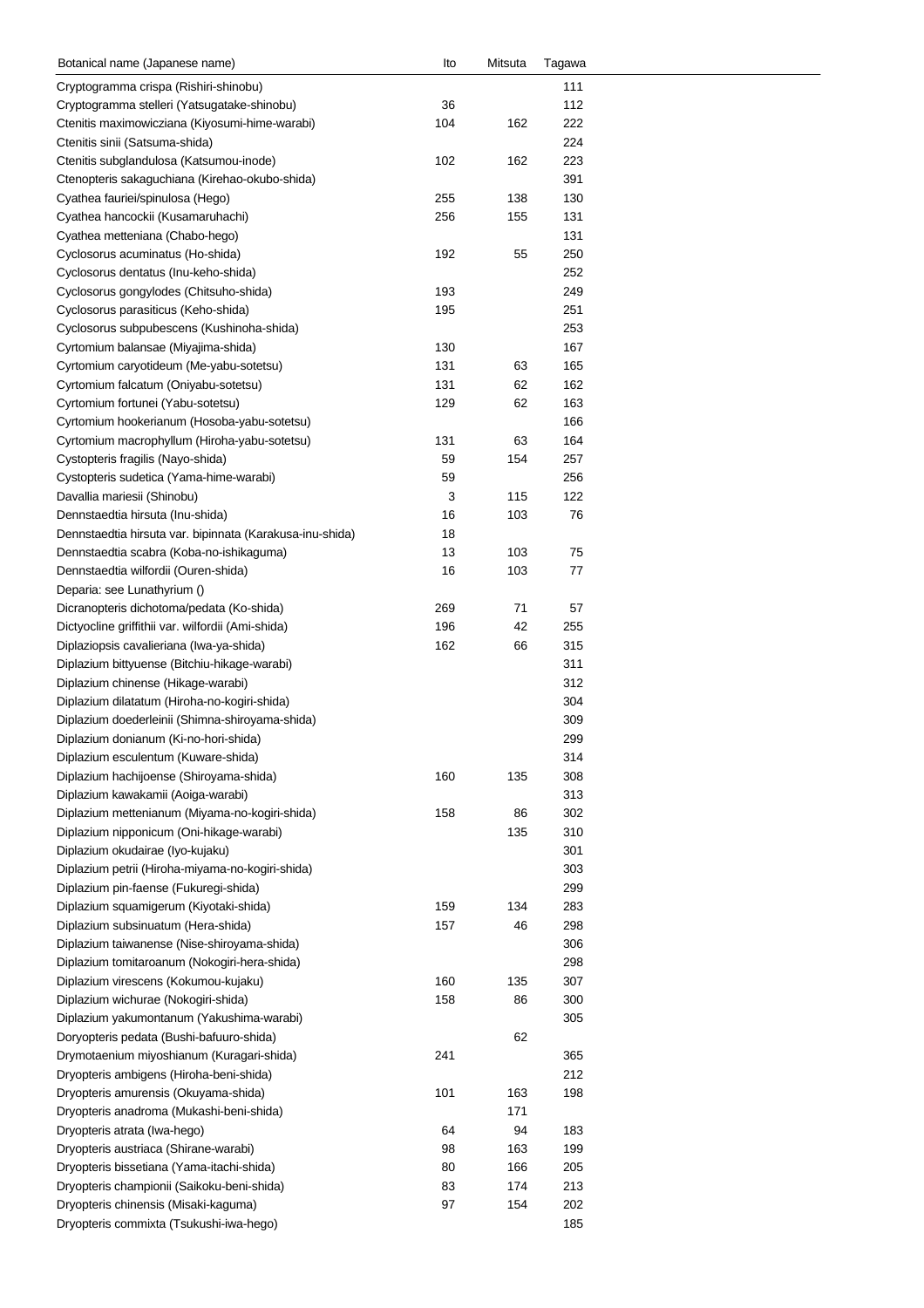| Botanical name (Japanese name) | Ito | Mitsuta | Tagawa |
|---|---|---|---|
| Cryptogramma crispa (Rishiri-shinobu) | | | 111 |
| Cryptogramma stelleri (Yatsugatake-shinobu) | 36 | | 112 |
| Ctenitis maximowicziana (Kiyosumi-hime-warabi) | 104 | 162 | 222 |
| Ctenitis sinii (Satsuma-shida) | | | 224 |
| Ctenitis subglandulosa (Katsumou-inode) | 102 | 162 | 223 |
| Ctenopteris sakaguchiana (Kirehao-okubo-shida) | | | 391 |
| Cyathea fauriei/spinulosa (Hego) | 255 | 138 | 130 |
| Cyathea hancockii (Kusamaruhachi) | 256 | 155 | 131 |
| Cyathea metteniana (Chabo-hego) | | | 131 |
| Cyclosorus acuminatus (Ho-shida) | 192 | 55 | 250 |
| Cyclosorus dentatus (Inu-keho-shida) | | | 252 |
| Cyclosorus gongylodes (Chitsuho-shida) | 193 | | 249 |
| Cyclosorus parasiticus (Keho-shida) | 195 | | 251 |
| Cyclosorus subpubescens (Kushinoha-shida) | | | 253 |
| Cyrtomium balansae (Miyajima-shida) | 130 | | 167 |
| Cyrtomium caryotideum (Me-yabu-sotetsu) | 131 | 63 | 165 |
| Cyrtomium falcatum (Oniyabu-sotetsu) | 131 | 62 | 162 |
| Cyrtomium fortunei (Yabu-sotetsu) | 129 | 62 | 163 |
| Cyrtomium hookerianum (Hosoba-yabu-sotetsu) | | | 166 |
| Cyrtomium macrophyllum (Hiroha-yabu-sotetsu) | 131 | 63 | 164 |
| Cystopteris fragilis (Nayo-shida) | 59 | 154 | 257 |
| Cystopteris sudetica (Yama-hime-warabi) | 59 | | 256 |
| Davallia mariesii (Shinobu) | 3 | 115 | 122 |
| Dennstaedtia hirsuta (Inu-shida) | 16 | 103 | 76 |
| Dennstaedtia hirsuta var. bipinnata (Karakusa-inu-shida) | 18 | | |
| Dennstaedtia scabra (Koba-no-ishikaguma) | 13 | 103 | 75 |
| Dennstaedtia wilfordii (Ouren-shida) | 16 | 103 | 77 |
| Deparia: see Lunathyrium () | | | |
| Dicranopteris dichotoma/pedata (Ko-shida) | 269 | 71 | 57 |
| Dictyocline griffithii var. wilfordii (Ami-shida) | 196 | 42 | 255 |
| Diplaziopsis cavalieriana (Iwa-ya-shida) | 162 | 66 | 315 |
| Diplazium bittyuense (Bitchiu-hikage-warabi) | | | 311 |
| Diplazium chinense (Hikage-warabi) | | | 312 |
| Diplazium dilatatum (Hiroha-no-kogiri-shida) | | | 304 |
| Diplazium doederleinii (Shimna-shiroyama-shida) | | | 309 |
| Diplazium donianum (Ki-no-hori-shida) | | | 299 |
| Diplazium esculentum (Kuware-shida) | | | 314 |
| Diplazium hachijoense (Shiroyama-shida) | 160 | 135 | 308 |
| Diplazium kawakamii (Aoiga-warabi) | | | 313 |
| Diplazium mettenianum (Miyama-no-kogiri-shida) | 158 | 86 | 302 |
| Diplazium nipponicum (Oni-hikage-warabi) | | 135 | 310 |
| Diplazium okudairae (Iyo-kujaku) | | | 301 |
| Diplazium petrii (Hiroha-miyama-no-kogiri-shida) | | | 303 |
| Diplazium pin-faense (Fukuregi-shida) | | | 299 |
| Diplazium squamigerum (Kiyotaki-shida) | 159 | 134 | 283 |
| Diplazium subsinuatum (Hera-shida) | 157 | 46 | 298 |
| Diplazium taiwanense (Nise-shiroyama-shida) | | | 306 |
| Diplazium tomitaroanum (Nokogiri-hera-shida) | | | 298 |
| Diplazium virescens (Kokumou-kujaku) | 160 | 135 | 307 |
| Diplazium wichurae (Nokogiri-shida) | 158 | 86 | 300 |
| Diplazium yakumontanum (Yakushima-warabi) | | | 305 |
| Doryopteris pedata (Bushi-bafuuro-shida) | | 62 | |
| Drymotaenium miyoshianum (Kuragari-shida) | 241 | | 365 |
| Dryopteris ambigens (Hiroha-beni-shida) | | | 212 |
| Dryopteris amurensis (Okuyama-shida) | 101 | 163 | 198 |
| Dryopteris anadroma (Mukashi-beni-shida) | | 171 | |
| Dryopteris atrata (Iwa-hego) | 64 | 94 | 183 |
| Dryopteris austriaca (Shirane-warabi) | 98 | 163 | 199 |
| Dryopteris bissetiana (Yama-itachi-shida) | 80 | 166 | 205 |
| Dryopteris championii (Saikoku-beni-shida) | 83 | 174 | 213 |
| Dryopteris chinensis (Misaki-kaguma) | 97 | 154 | 202 |
| Dryopteris commixta (Tsukushi-iwa-hego) | | | 185 |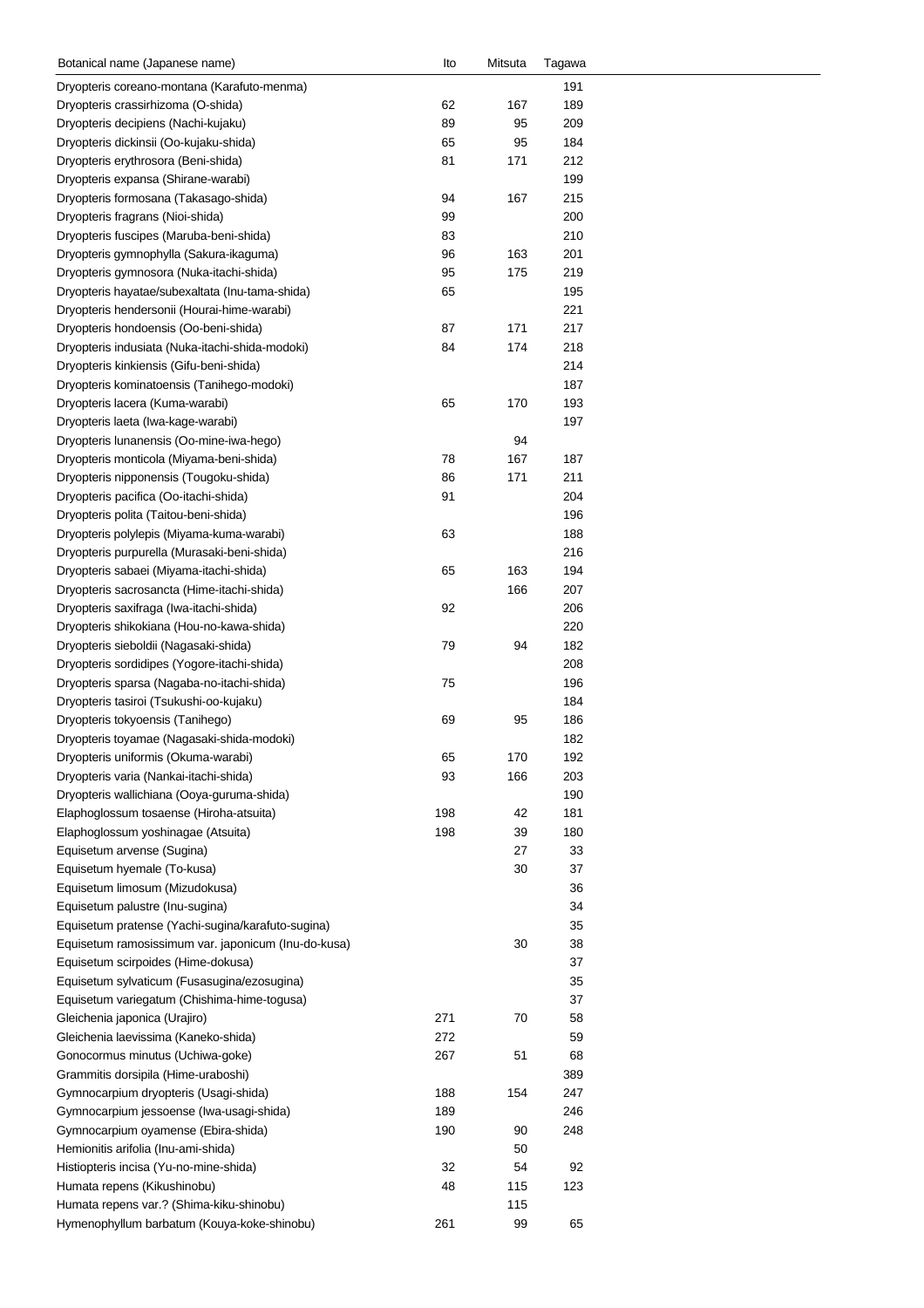| Botanical name (Japanese name) | Ito | Mitsuta | Tagawa |
|---|---|---|---|
| Dryopteris coreano-montana (Karafuto-menma) | | | 191 |
| Dryopteris crassirhizoma (O-shida) | 62 | 167 | 189 |
| Dryopteris decipiens (Nachi-kujaku) | 89 | 95 | 209 |
| Dryopteris dickinsii (Oo-kujaku-shida) | 65 | 95 | 184 |
| Dryopteris erythrosora (Beni-shida) | 81 | 171 | 212 |
| Dryopteris expansa (Shirane-warabi) | | | 199 |
| Dryopteris formosana (Takasago-shida) | 94 | 167 | 215 |
| Dryopteris fragrans (Nioi-shida) | 99 | | 200 |
| Dryopteris fuscipes (Maruba-beni-shida) | 83 | | 210 |
| Dryopteris gymnophylla (Sakura-ikaguma) | 96 | 163 | 201 |
| Dryopteris gymnosora (Nuka-itachi-shida) | 95 | 175 | 219 |
| Dryopteris hayatae/subexaltata (Inu-tama-shida) | 65 | | 195 |
| Dryopteris hendersonii (Hourai-hime-warabi) | | | 221 |
| Dryopteris hondoensis (Oo-beni-shida) | 87 | 171 | 217 |
| Dryopteris indusiata (Nuka-itachi-shida-modoki) | 84 | 174 | 218 |
| Dryopteris kinkiensis (Gifu-beni-shida) | | | 214 |
| Dryopteris kominatoensis (Tanihego-modoki) | | | 187 |
| Dryopteris lacera (Kuma-warabi) | 65 | 170 | 193 |
| Dryopteris laeta (Iwa-kage-warabi) | | | 197 |
| Dryopteris lunanensis (Oo-mine-iwa-hego) | | 94 | |
| Dryopteris monticola (Miyama-beni-shida) | 78 | 167 | 187 |
| Dryopteris nipponensis (Tougoku-shida) | 86 | 171 | 211 |
| Dryopteris pacifica (Oo-itachi-shida) | 91 | | 204 |
| Dryopteris polita (Taitou-beni-shida) | | | 196 |
| Dryopteris polylepis (Miyama-kuma-warabi) | 63 | | 188 |
| Dryopteris purpurella (Murasaki-beni-shida) | | | 216 |
| Dryopteris sabaei (Miyama-itachi-shida) | 65 | 163 | 194 |
| Dryopteris sacrosancta (Hime-itachi-shida) | | 166 | 207 |
| Dryopteris saxifraga (Iwa-itachi-shida) | 92 | | 206 |
| Dryopteris shikokiana (Hou-no-kawa-shida) | | | 220 |
| Dryopteris sieboldii (Nagasaki-shida) | 79 | 94 | 182 |
| Dryopteris sordidipes (Yogore-itachi-shida) | | | 208 |
| Dryopteris sparsa (Nagaba-no-itachi-shida) | 75 | | 196 |
| Dryopteris tasiroi (Tsukushi-oo-kujaku) | | | 184 |
| Dryopteris tokyoensis (Tanihego) | 69 | 95 | 186 |
| Dryopteris toyamae (Nagasaki-shida-modoki) | | | 182 |
| Dryopteris uniformis (Okuma-warabi) | 65 | 170 | 192 |
| Dryopteris varia (Nankai-itachi-shida) | 93 | 166 | 203 |
| Dryopteris wallichiana (Ooya-guruma-shida) | | | 190 |
| Elaphoglossum tosaense (Hiroha-atsuita) | 198 | 42 | 181 |
| Elaphoglossum yoshinagae (Atsuita) | 198 | 39 | 180 |
| Equisetum arvense (Sugina) | | 27 | 33 |
| Equisetum hyemale (To-kusa) | | 30 | 37 |
| Equisetum limosum (Mizudokusa) | | | 36 |
| Equisetum palustre (Inu-sugina) | | | 34 |
| Equisetum pratense (Yachi-sugina/karafuto-sugina) | | | 35 |
| Equisetum ramosissimum var. japonicum (Inu-do-kusa) | | 30 | 38 |
| Equisetum scirpoides (Hime-dokusa) | | | 37 |
| Equisetum sylvaticum (Fusasugina/ezosugina) | | | 35 |
| Equisetum variegatum (Chishima-hime-togusa) | | | 37 |
| Gleichenia japonica (Urajiro) | 271 | 70 | 58 |
| Gleichenia laevissima (Kaneko-shida) | 272 | | 59 |
| Gonocormus minutus (Uchiwa-goke) | 267 | 51 | 68 |
| Grammitis dorsipila (Hime-uraboshi) | | | 389 |
| Gymnocarpium dryopteris (Usagi-shida) | 188 | 154 | 247 |
| Gymnocarpium jessoense (Iwa-usagi-shida) | 189 | | 246 |
| Gymnocarpium oyamense (Ebira-shida) | 190 | 90 | 248 |
| Hemionitis arifolia (Inu-ami-shida) | | 50 | |
| Histiopteris incisa (Yu-no-mine-shida) | 32 | 54 | 92 |
| Humata repens (Kikushinobu) | 48 | 115 | 123 |
| Humata repens var.? (Shima-kiku-shinobu) | | 115 | |
| Hymenophyllum barbatum (Kouya-koke-shinobu) | 261 | 99 | 65 |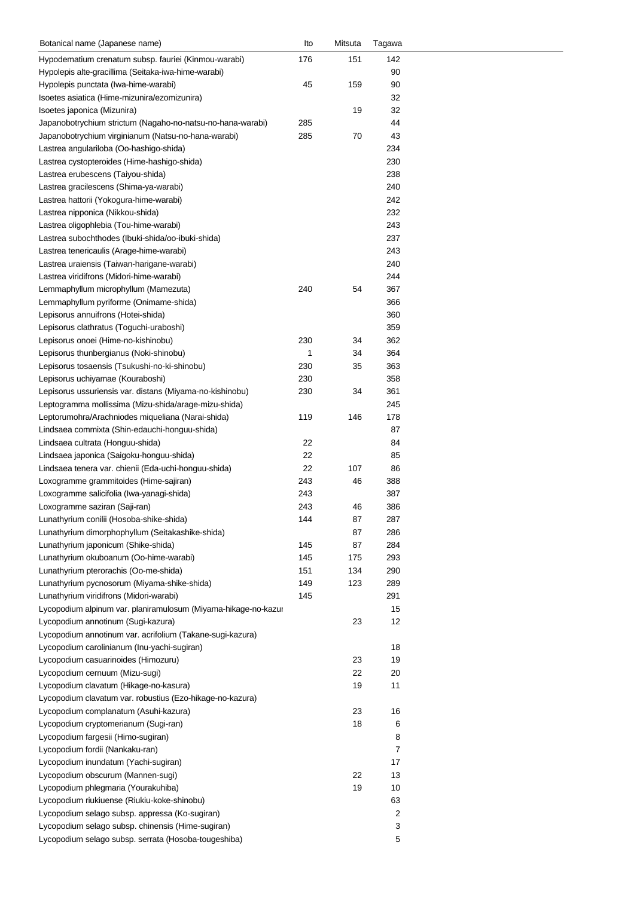| Botanical name (Japanese name) | Ito | Mitsuta | Tagawa |
|---|---|---|---|
| Hypodematium crenatum subsp. fauriei (Kinmou-warabi) | 176 | 151 | 142 |
| Hypolepis alte-gracillima (Seitaka-iwa-hime-warabi) | | | 90 |
| Hypolepis punctata (Iwa-hime-warabi) | 45 | 159 | 90 |
| Isoetes asiatica (Hime-mizunira/ezomizunira) | | | 32 |
| Isoetes japonica (Mizunira) | | 19 | 32 |
| Japanobotrychium strictum (Nagaho-no-natsu-no-hana-warabi) | 285 | | 44 |
| Japanobotrychium virginianum (Natsu-no-hana-warabi) | 285 | 70 | 43 |
| Lastrea angulariloba (Oo-hashigo-shida) | | | 234 |
| Lastrea cystopteroides (Hime-hashigo-shida) | | | 230 |
| Lastrea erubescens (Taiyou-shida) | | | 238 |
| Lastrea gracilescens (Shima-ya-warabi) | | | 240 |
| Lastrea hattorii (Yokogura-hime-warabi) | | | 242 |
| Lastrea nipponica (Nikkou-shida) | | | 232 |
| Lastrea oligophlebia (Tou-hime-warabi) | | | 243 |
| Lastrea subochthodes (Ibuki-shida/oo-ibuki-shida) | | | 237 |
| Lastrea tenericaulis (Arage-hime-warabi) | | | 243 |
| Lastrea uraiensis (Taiwan-harigane-warabi) | | | 240 |
| Lastrea viridifrons (Midori-hime-warabi) | | | 244 |
| Lemmaphyllum microphyllum (Mamezuta) | 240 | 54 | 367 |
| Lemmaphyllum pyriforme (Onimame-shida) | | | 366 |
| Lepisorus annuifrons (Hotei-shida) | | | 360 |
| Lepisorus clathratus (Toguchi-uraboshi) | | | 359 |
| Lepisorus onoei (Hime-no-kishinobu) | 230 | 34 | 362 |
| Lepisorus thunbergianus (Noki-shinobu) | 1 | 34 | 364 |
| Lepisorus tosaensis (Tsukushi-no-ki-shinobu) | 230 | 35 | 363 |
| Lepisorus uchiyamae (Kouraboshi) | 230 | | 358 |
| Lepisorus ussuriensis var. distans (Miyama-no-kishinobu) | 230 | 34 | 361 |
| Leptogramma mollissima (Mizu-shida/arage-mizu-shida) | | | 245 |
| Leptorumohra/Arachniodes miqueliana (Narai-shida) | 119 | 146 | 178 |
| Lindsaea commixta (Shin-edauchi-honguu-shida) | | | 87 |
| Lindsaea cultrata (Honguu-shida) | 22 | | 84 |
| Lindsaea japonica (Saigoku-honguu-shida) | 22 | | 85 |
| Lindsaea tenera var. chienii (Eda-uchi-honguu-shida) | 22 | 107 | 86 |
| Loxogramme grammitoides (Hime-sajiran) | 243 | 46 | 388 |
| Loxogramme salicifolia (Iwa-yanagi-shida) | 243 | | 387 |
| Loxogramme saziran (Saji-ran) | 243 | 46 | 386 |
| Lunathyrium conilii (Hosoba-shike-shida) | 144 | 87 | 287 |
| Lunathyrium dimorphophyllum (Seitakashike-shida) | | 87 | 286 |
| Lunathyrium japonicum (Shike-shida) | 145 | 87 | 284 |
| Lunathyrium okuboanum (Oo-hime-warabi) | 145 | 175 | 293 |
| Lunathyrium pterorachis (Oo-me-shida) | 151 | 134 | 290 |
| Lunathyrium pycnosorum (Miyama-shike-shida) | 149 | 123 | 289 |
| Lunathyrium viridifrons (Midori-warabi) | 145 | | 291 |
| Lycopodium alpinum var. planiramulosum (Miyama-hikage-no-kazur | | | 15 |
| Lycopodium annotinum (Sugi-kazura) | | 23 | 12 |
| Lycopodium annotinum var. acrifolium (Takane-sugi-kazura) | | | |
| Lycopodium carolinianum (Inu-yachi-sugiran) | | | 18 |
| Lycopodium casuarinoides (Himozuru) | | 23 | 19 |
| Lycopodium cernuum (Mizu-sugi) | | 22 | 20 |
| Lycopodium clavatum (Hikage-no-kasura) | | 19 | 11 |
| Lycopodium clavatum var. robustius (Ezo-hikage-no-kazura) | | | |
| Lycopodium complanatum (Asuhi-kazura) | | 23 | 16 |
| Lycopodium cryptomerianum (Sugi-ran) | | 18 | 6 |
| Lycopodium fargesii (Himo-sugiran) | | | 8 |
| Lycopodium fordii (Nankaku-ran) | | | 7 |
| Lycopodium inundatum (Yachi-sugiran) | | | 17 |
| Lycopodium obscurum (Mannen-sugi) | | 22 | 13 |
| Lycopodium phlegmaria (Yourakuhiba) | | 19 | 10 |
| Lycopodium riukiuense (Riukiu-koke-shinobu) | | | 63 |
| Lycopodium selago subsp. appressa (Ko-sugiran) | | | 2 |
| Lycopodium selago subsp. chinensis (Hime-sugiran) | | | 3 |
| Lycopodium selago subsp. serrata (Hosoba-tougeshiba) | | | 5 |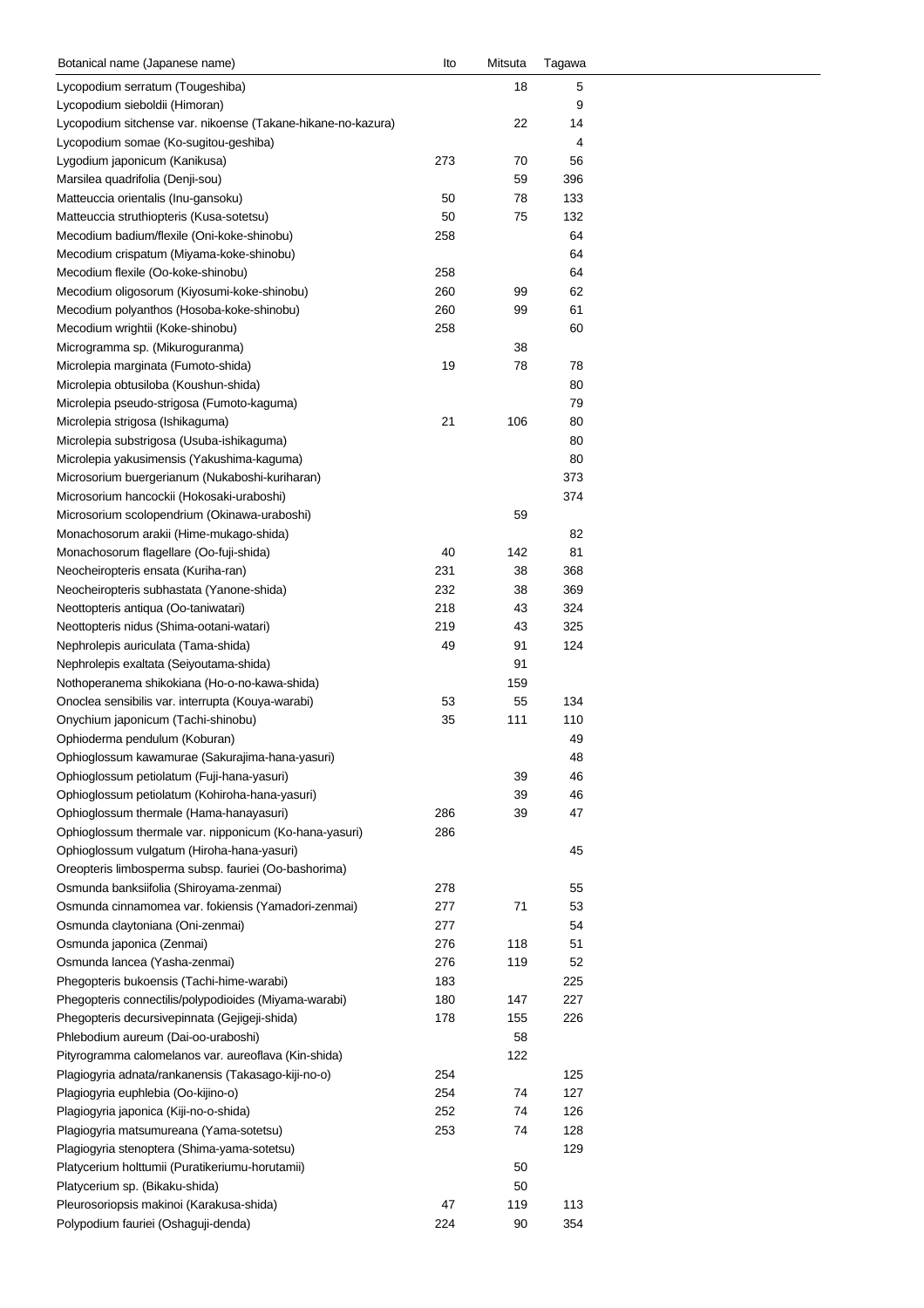| Botanical name (Japanese name) | Ito | Mitsuta | Tagawa |
|---|---|---|---|
| Lycopodium serratum (Tougeshiba) | | 18 | 5 |
| Lycopodium sieboldii (Himoran) | | | 9 |
| Lycopodium sitchense var. nikoense (Takane-hikane-no-kazura) | | 22 | 14 |
| Lycopodium somae (Ko-sugitou-geshiba) | | | 4 |
| Lygodium japonicum (Kanikusa) | 273 | 70 | 56 |
| Marsilea quadrifolia (Denji-sou) | | 59 | 396 |
| Matteuccia orientalis (Inu-gansoku) | 50 | 78 | 133 |
| Matteuccia struthiopteris (Kusa-sotetsu) | 50 | 75 | 132 |
| Mecodium badium/flexile (Oni-koke-shinobu) | 258 | | 64 |
| Mecodium crispatum (Miyama-koke-shinobu) | | | 64 |
| Mecodium flexile (Oo-koke-shinobu) | 258 | | 64 |
| Mecodium oligosorum (Kiyosumi-koke-shinobu) | 260 | 99 | 62 |
| Mecodium polyanthos (Hosoba-koke-shinobu) | 260 | 99 | 61 |
| Mecodium wrightii (Koke-shinobu) | 258 | | 60 |
| Microgramma sp. (Mikuroguranma) | | 38 | |
| Microlepia marginata (Fumoto-shida) | 19 | 78 | 78 |
| Microlepia obtusiloba (Koushun-shida) | | | 80 |
| Microlepia pseudo-strigosa (Fumoto-kaguma) | | | 79 |
| Microlepia strigosa (Ishikaguma) | 21 | 106 | 80 |
| Microlepia substrigosa (Usuba-ishikaguma) | | | 80 |
| Microlepia yakusimensis (Yakushima-kaguma) | | | 80 |
| Microsorium buergerianum (Nukaboshi-kuriharan) | | | 373 |
| Microsorium hancockii (Hokosaki-uraboshi) | | | 374 |
| Microsorium scolopendrium (Okinawa-uraboshi) | | 59 | |
| Monachosorum arakii (Hime-mukago-shida) | | | 82 |
| Monachosorum flagellare (Oo-fuji-shida) | 40 | 142 | 81 |
| Neocheiropteris ensata (Kuriha-ran) | 231 | 38 | 368 |
| Neocheiropteris subhastata (Yanone-shida) | 232 | 38 | 369 |
| Neottopteris antiqua (Oo-taniwatari) | 218 | 43 | 324 |
| Neottopteris nidus (Shima-ootani-watari) | 219 | 43 | 325 |
| Nephrolepis auriculata (Tama-shida) | 49 | 91 | 124 |
| Nephrolepis exaltata (Seiyoutama-shida) | | 91 | |
| Nothoperanema shikokiana (Ho-o-no-kawa-shida) | | 159 | |
| Onoclea sensibilis var. interrupta (Kouya-warabi) | 53 | 55 | 134 |
| Onychium japonicum (Tachi-shinobu) | 35 | 111 | 110 |
| Ophioderma pendulum (Koburan) | | | 49 |
| Ophioglossum kawamurae (Sakurajima-hana-yasuri) | | | 48 |
| Ophioglossum petiolatum (Fuji-hana-yasuri) | | 39 | 46 |
| Ophioglossum petiolatum (Kohiroha-hana-yasuri) | | 39 | 46 |
| Ophioglossum thermale (Hama-hanayasuri) | 286 | 39 | 47 |
| Ophioglossum thermale var. nipponicum (Ko-hana-yasuri) | 286 | | |
| Ophioglossum vulgatum (Hiroha-hana-yasuri) | | | 45 |
| Oreopteris limbosperma subsp. fauriei (Oo-bashorima) | | | |
| Osmunda banksiifolia (Shiroyama-zenmai) | 278 | | 55 |
| Osmunda cinnamomea var. fokiensis (Yamadori-zenmai) | 277 | 71 | 53 |
| Osmunda claytoniana (Oni-zenmai) | 277 | | 54 |
| Osmunda japonica (Zenmai) | 276 | 118 | 51 |
| Osmunda lancea (Yasha-zenmai) | 276 | 119 | 52 |
| Phegopteris bukoensis (Tachi-hime-warabi) | 183 | | 225 |
| Phegopteris connectilis/polypodioides (Miyama-warabi) | 180 | 147 | 227 |
| Phegopteris decursivepinnata (Gejigeji-shida) | 178 | 155 | 226 |
| Phlebodium aureum (Dai-oo-uraboshi) | | 58 | |
| Pityrogramma calomelanos var. aureoflava (Kin-shida) | | 122 | |
| Plagiogyria adnata/rankanensis (Takasago-kiji-no-o) | 254 | | 125 |
| Plagiogyria euphlebia (Oo-kijino-o) | 254 | 74 | 127 |
| Plagiogyria japonica (Kiji-no-o-shida) | 252 | 74 | 126 |
| Plagiogyria matsumureana (Yama-sotetsu) | 253 | 74 | 128 |
| Plagiogyria stenoptera (Shima-yama-sotetsu) | | | 129 |
| Platycerium holttumii (Puratikeriumu-horutamii) | | 50 | |
| Platycerium sp. (Bikaku-shida) | | 50 | |
| Pleurosoriopsis makinoi (Karakusa-shida) | 47 | 119 | 113 |
| Polypodium fauriei (Oshaguji-denda) | 224 | 90 | 354 |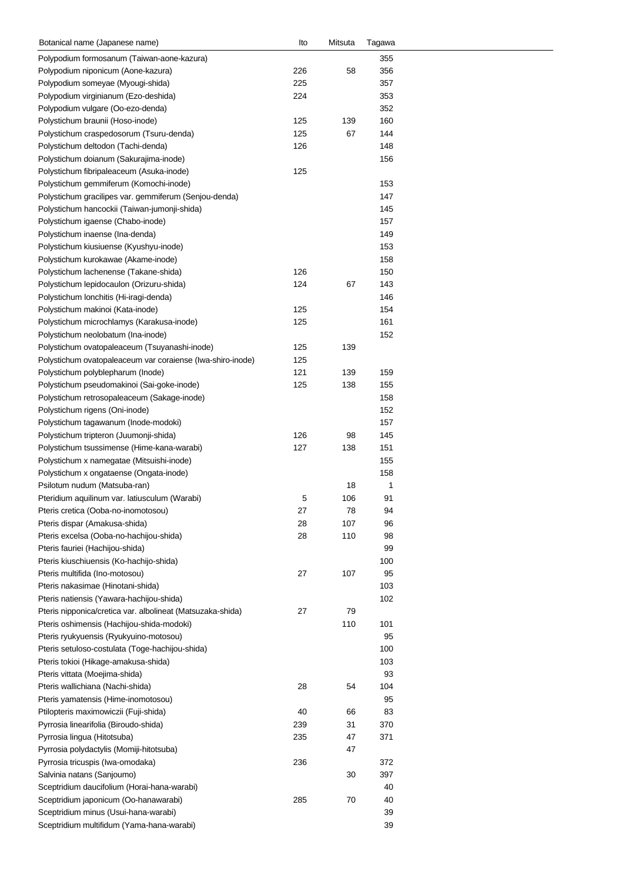| Botanical name (Japanese name) | Ito | Mitsuta | Tagawa |
|---|---|---|---|
| Polypodium formosanum (Taiwan-aone-kazura) | | | 355 |
| Polypodium niponicum (Aone-kazura) | 226 | 58 | 356 |
| Polypodium someyae (Myougi-shida) | 225 | | 357 |
| Polypodium virginianum (Ezo-deshida) | 224 | | 353 |
| Polypodium vulgare (Oo-ezo-denda) | | | 352 |
| Polystichum braunii (Hoso-inode) | 125 | 139 | 160 |
| Polystichum craspedosorum (Tsuru-denda) | 125 | 67 | 144 |
| Polystichum deltodon (Tachi-denda) | 126 | | 148 |
| Polystichum doianum (Sakurajima-inode) | | | 156 |
| Polystichum fibripaleaceum (Asuka-inode) | 125 | | |
| Polystichum gemmiferum (Komochi-inode) | | | 153 |
| Polystichum gracilipes var. gemmiferum (Senjou-denda) | | | 147 |
| Polystichum hancockii (Taiwan-jumonji-shida) | | | 145 |
| Polystichum igaense (Chabo-inode) | | | 157 |
| Polystichum inaense (Ina-denda) | | | 149 |
| Polystichum kiusiuense (Kyushyu-inode) | | | 153 |
| Polystichum kurokawae (Akame-inode) | | | 158 |
| Polystichum lachenense (Takane-shida) | 126 | | 150 |
| Polystichum lepidocaulon (Orizuru-shida) | 124 | 67 | 143 |
| Polystichum lonchitis (Hi-iragi-denda) | | | 146 |
| Polystichum makinoi (Kata-inode) | 125 | | 154 |
| Polystichum microchlamys (Karakusa-inode) | 125 | | 161 |
| Polystichum neolobatum (Ina-inode) | | | 152 |
| Polystichum ovatopaleaceum (Tsuyanashi-inode) | 125 | 139 | |
| Polystichum ovatopaleaceum var coraiense (Iwa-shiro-inode) | 125 | | |
| Polystichum polyblepharum (Inode) | 121 | 139 | 159 |
| Polystichum pseudomakinoi (Sai-goke-inode) | 125 | 138 | 155 |
| Polystichum retrosopaleaceum (Sakage-inode) | | | 158 |
| Polystichum rigens (Oni-inode) | | | 152 |
| Polystichum tagawanum (Inode-modoki) | | | 157 |
| Polystichum tripteron (Juumonji-shida) | 126 | 98 | 145 |
| Polystichum tsussimense (Hime-kana-warabi) | 127 | 138 | 151 |
| Polystichum x namegatae (Mitsuishi-inode) | | | 155 |
| Polystichum x ongataense (Ongata-inode) | | | 158 |
| Psilotum nudum (Matsuba-ran) | | 18 | 1 |
| Pteridium aquilinum var. latiusculum (Warabi) | 5 | 106 | 91 |
| Pteris cretica (Ooba-no-inomotosou) | 27 | 78 | 94 |
| Pteris dispar (Amakusa-shida) | 28 | 107 | 96 |
| Pteris excelsa (Ooba-no-hachijou-shida) | 28 | 110 | 98 |
| Pteris fauriei (Hachijou-shida) | | | 99 |
| Pteris kiuschiuensis (Ko-hachijo-shida) | | | 100 |
| Pteris multifida (Ino-motosou) | 27 | 107 | 95 |
| Pteris nakasimae (Hinotani-shida) | | | 103 |
| Pteris natiensis (Yawara-hachijou-shida) | | | 102 |
| Pteris nipponica/cretica var. albolineat (Matsuzaka-shida) | 27 | 79 | |
| Pteris oshimensis (Hachijou-shida-modoki) | | 110 | 101 |
| Pteris ryukyuensis (Ryukyuino-motosou) | | | 95 |
| Pteris setuloso-costulata (Toge-hachijou-shida) | | | 100 |
| Pteris tokioi (Hikage-amakusa-shida) | | | 103 |
| Pteris vittata (Moejima-shida) | | | 93 |
| Pteris wallichiana (Nachi-shida) | 28 | 54 | 104 |
| Pteris yamatensis (Hime-inomotosou) | | | 95 |
| Ptilopteris maximowiczii (Fuji-shida) | 40 | 66 | 83 |
| Pyrrosia linearifolia (Biroudo-shida) | 239 | 31 | 370 |
| Pyrrosia lingua (Hitotsuba) | 235 | 47 | 371 |
| Pyrrosia polydactylis (Momiji-hitotsuba) | | 47 | |
| Pyrrosia tricuspis (Iwa-omodaka) | 236 | | 372 |
| Salvinia natans (Sanjoumo) | | 30 | 397 |
| Sceptridium daucifolium (Horai-hana-warabi) | | | 40 |
| Sceptridium japonicum (Oo-hanawarabi) | 285 | 70 | 40 |
| Sceptridium minus (Usui-hana-warabi) | | | 39 |
| Sceptridium multifidum (Yama-hana-warabi) | | | 39 |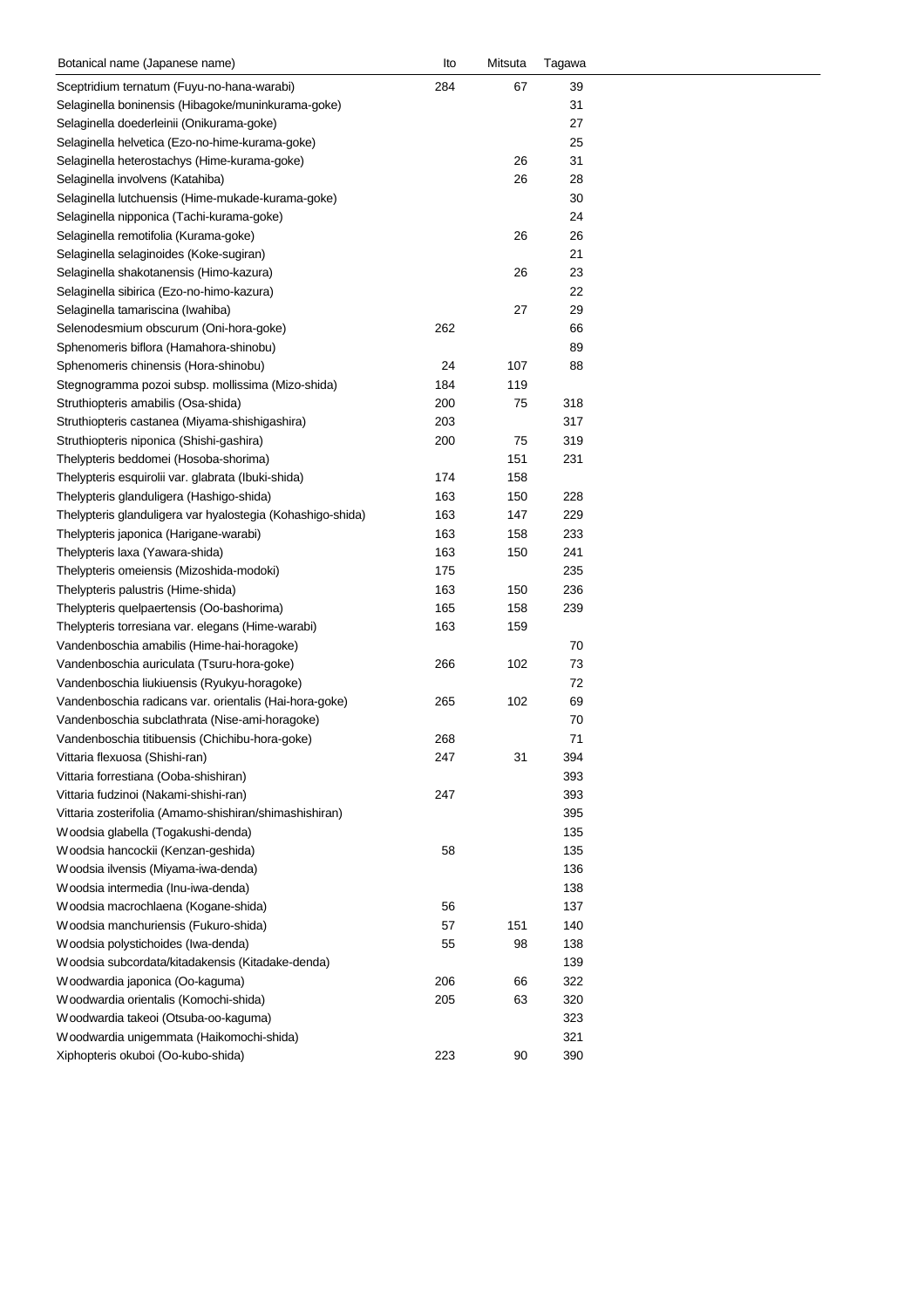| Botanical name (Japanese name) | Ito | Mitsuta | Tagawa |
|---|---|---|---|
| Sceptridium ternatum (Fuyu-no-hana-warabi) | 284 | 67 | 39 |
| Selaginella boninensis (Hibagoke/muninkurama-goke) | | | 31 |
| Selaginella doederleinii (Onikurama-goke) | | | 27 |
| Selaginella helvetica (Ezo-no-hime-kurama-goke) | | | 25 |
| Selaginella heterostachys (Hime-kurama-goke) | | 26 | 31 |
| Selaginella involvens (Katahiba) | | 26 | 28 |
| Selaginella lutchuensis (Hime-mukade-kurama-goke) | | | 30 |
| Selaginella nipponica (Tachi-kurama-goke) | | | 24 |
| Selaginella remotifolia (Kurama-goke) | | 26 | 26 |
| Selaginella selaginoides (Koke-sugiran) | | | 21 |
| Selaginella shakotanensis (Himo-kazura) | | 26 | 23 |
| Selaginella sibirica (Ezo-no-himo-kazura) | | | 22 |
| Selaginella tamariscina (Iwahiba) | | 27 | 29 |
| Selenodesmium obscurum (Oni-hora-goke) | 262 | | 66 |
| Sphenomeris biflora (Hamahora-shinobu) | | | 89 |
| Sphenomeris chinensis (Hora-shinobu) | 24 | 107 | 88 |
| Stegnogramma pozoi subsp. mollissima (Mizo-shida) | 184 | 119 | |
| Struthiopteris amabilis (Osa-shida) | 200 | 75 | 318 |
| Struthiopteris castanea (Miyama-shishigashira) | 203 | | 317 |
| Struthiopteris niponica (Shishi-gashira) | 200 | 75 | 319 |
| Thelypteris beddomei (Hosoba-shorima) | | 151 | 231 |
| Thelypteris esquirolii var. glabrata (Ibuki-shida) | 174 | 158 | |
| Thelypteris glanduligera (Hashigo-shida) | 163 | 150 | 228 |
| Thelypteris glanduligera var hyalostegia (Kohashigo-shida) | 163 | 147 | 229 |
| Thelypteris japonica (Harigane-warabi) | 163 | 158 | 233 |
| Thelypteris laxa (Yawara-shida) | 163 | 150 | 241 |
| Thelypteris omeiensis (Mizoshida-modoki) | 175 | | 235 |
| Thelypteris palustris (Hime-shida) | 163 | 150 | 236 |
| Thelypteris quelpaertensis (Oo-bashorima) | 165 | 158 | 239 |
| Thelypteris torresiana var. elegans (Hime-warabi) | 163 | 159 | |
| Vandenboschia amabilis (Hime-hai-horagoke) | | | 70 |
| Vandenboschia auriculata (Tsuru-hora-goke) | 266 | 102 | 73 |
| Vandenboschia liukiuensis (Ryukyu-horagoke) | | | 72 |
| Vandenboschia radicans var. orientalis (Hai-hora-goke) | 265 | 102 | 69 |
| Vandenboschia subclathrata (Nise-ami-horagoke) | | | 70 |
| Vandenboschia titibuensis (Chichibu-hora-goke) | 268 | | 71 |
| Vittaria flexuosa (Shishi-ran) | 247 | 31 | 394 |
| Vittaria forrestiana (Ooba-shishiran) | | | 393 |
| Vittaria fudzinoi (Nakami-shishi-ran) | 247 | | 393 |
| Vittaria zosterifolia (Amamo-shishiran/shimashishiran) | | | 395 |
| Woodsia glabella (Togakushi-denda) | | | 135 |
| Woodsia hancockii (Kenzan-geshida) | 58 | | 135 |
| Woodsia ilvensis (Miyama-iwa-denda) | | | 136 |
| Woodsia intermedia (Inu-iwa-denda) | | | 138 |
| Woodsia macrochlaena (Kogane-shida) | 56 | | 137 |
| Woodsia manchuriensis (Fukuro-shida) | 57 | 151 | 140 |
| Woodsia polystichoides (Iwa-denda) | 55 | 98 | 138 |
| Woodsia subcordata/kitadakensis (Kitadake-denda) | | | 139 |
| Woodwardia japonica (Oo-kaguma) | 206 | 66 | 322 |
| Woodwardia orientalis (Komochi-shida) | 205 | 63 | 320 |
| Woodwardia takeoi (Otsuba-oo-kaguma) | | | 323 |
| Woodwardia unigemmata (Haikomochi-shida) | | | 321 |
| Xiphopteris okuboi (Oo-kubo-shida) | 223 | 90 | 390 |